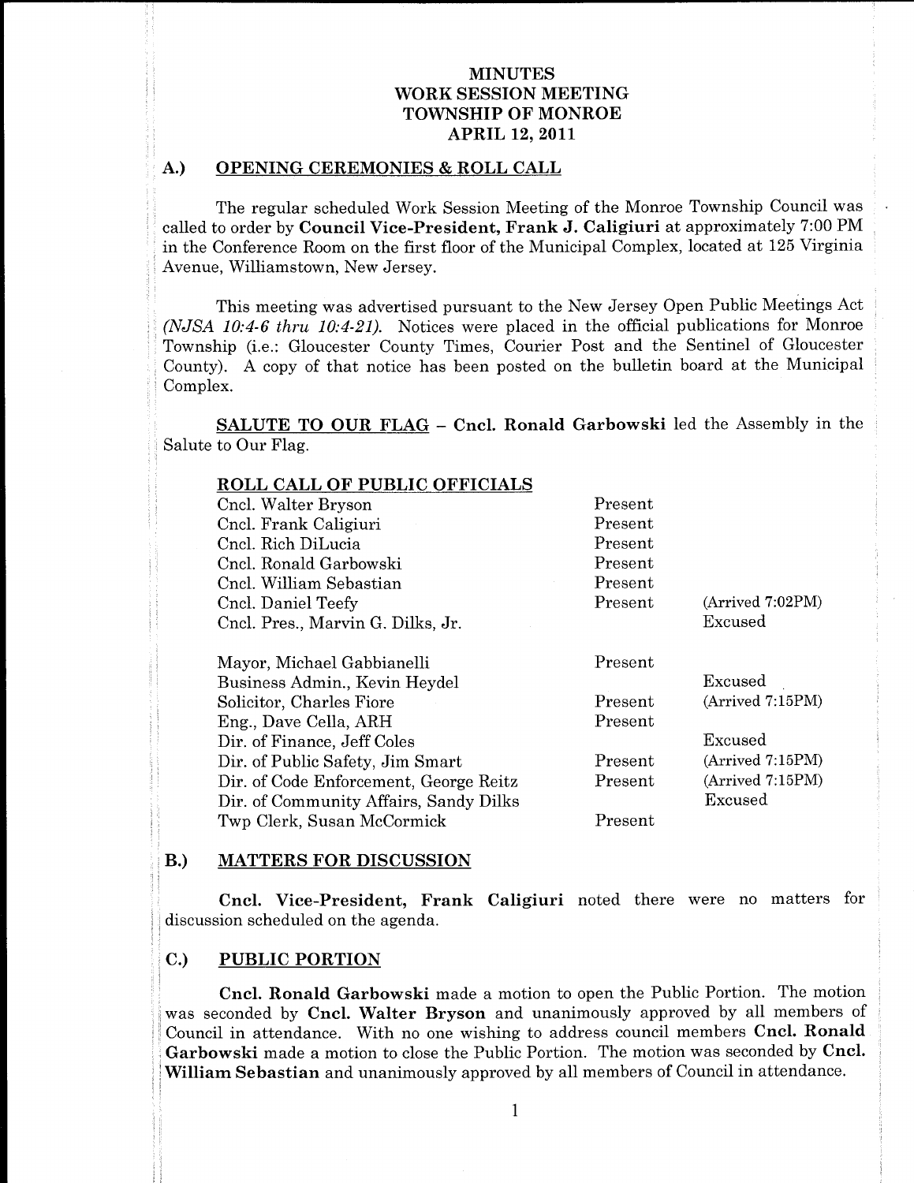# MINUTES
# WORK SESSION MEETING
# TOWNSHIP OF MONROE
# APRIL 12, 2011

## A.) OPENING CEREMONIES & ROLL CALL

The regular scheduled Work Session Meeting of the Monroe Township Council was called to order by **Council Vice-President, Frank J. Caligiuri** at approximately 7:00 PM in the Conference Room on the first floor of the Municipal Complex, located at 125 Virginia Avenue, Williamstown, New Jersey.

This meeting was advertised pursuant to the New Jersey Open Public Meetings Act *(NJSA 10:4-6 thru 10:4-21)*. Notices were placed in the official publications for Monroe Township (i.e.: Gloucester County Times, Courier Post and the Sentinel of Gloucester County). A copy of that notice has been posted on the bulletin board at the Municipal Complex.

**SALUTE TO OUR FLAG** – **Cncl. Ronald Garbowski** led the Assembly in the Salute to Our Flag.

**ROLL CALL OF PUBLIC OFFICIALS**

| | | |
|---|---|---|
| Cncl. Walter Bryson | Present | |
| Cncl. Frank Caligiuri | Present | |
| Cncl. Rich DiLucia | Present | |
| Cncl. Ronald Garbowski | Present | |
| Cncl. William Sebastian | Present | |
| Cncl. Daniel Teefy | Present | (Arrived 7:02PM) |
| Cncl. Pres., Marvin G. Dilks, Jr. | | Excused |
| Mayor, Michael Gabbianelli | Present | |
| Business Admin., Kevin Heydel | | Excused |
| Solicitor, Charles Fiore | Present | (Arrived 7:15PM) |
| Eng., Dave Cella, ARH | Present | |
| Dir. of Finance, Jeff Coles | | Excused |
| Dir. of Public Safety, Jim Smart | Present | (Arrived 7:15PM) |
| Dir. of Code Enforcement, George Reitz | Present | (Arrived 7:15PM) |
| Dir. of Community Affairs, Sandy Dilks | | Excused |
| Twp Clerk, Susan McCormick | Present | |

## B.) MATTERS FOR DISCUSSION

**Cncl. Vice-President, Frank Caligiuri** noted there were no matters for discussion scheduled on the agenda.

## C.) PUBLIC PORTION

**Cncl. Ronald Garbowski** made a motion to open the Public Portion. The motion was seconded by **Cncl. Walter Bryson** and unanimously approved by all members of Council in attendance. With no one wishing to address council members **Cncl. Ronald Garbowski** made a motion to close the Public Portion. The motion was seconded by **Cncl. William Sebastian** and unanimously approved by all members of Council in attendance.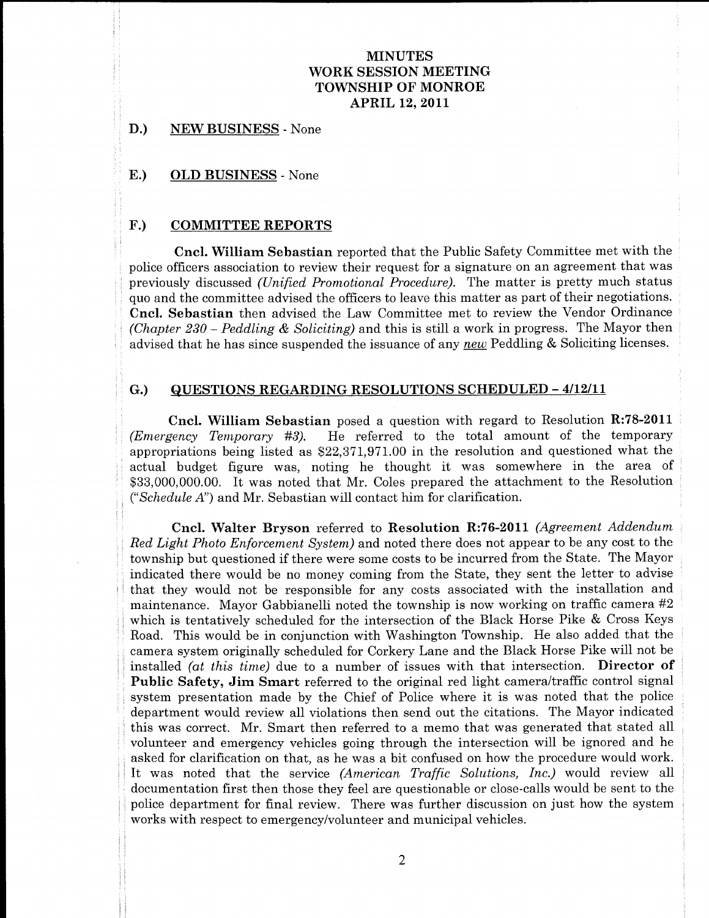# MINUTES
# WORK SESSION MEETING
# TOWNSHIP OF MONROE
# APRIL 12, 2011

## D.) NEW BUSINESS - None

## E.) OLD BUSINESS - None

## F.) COMMITTEE REPORTS

**Cncl. William Sebastian** reported that the Public Safety Committee met with the police officers association to review their request for a signature on an agreement that was previously discussed *(Unified Promotional Procedure)*. The matter is pretty much status quo and the committee advised the officers to leave this matter as part of their negotiations. **Cncl. Sebastian** then advised the Law Committee met to review the Vendor Ordinance *(Chapter 230 – Peddling & Soliciting)* and this is still a work in progress. The Mayor then advised that he has since suspended the issuance of any *new* Peddling & Soliciting licenses.

## G.) QUESTIONS REGARDING RESOLUTIONS SCHEDULED – 4/12/11

**Cncl. William Sebastian** posed a question with regard to Resolution **R:78-2011** *(Emergency Temporary #3)*. He referred to the total amount of the temporary appropriations being listed as $22,371,971.00 in the resolution and questioned what the actual budget figure was, noting he thought it was somewhere in the area of $33,000,000.00. It was noted that Mr. Coles prepared the attachment to the Resolution (*"Schedule A"*) and Mr. Sebastian will contact him for clarification.

**Cncl. Walter Bryson** referred to **Resolution R:76-2011** *(Agreement Addendum Red Light Photo Enforcement System)* and noted there does not appear to be any cost to the township but questioned if there were some costs to be incurred from the State. The Mayor indicated there would be no money coming from the State, they sent the letter to advise that they would not be responsible for any costs associated with the installation and maintenance. Mayor Gabbianelli noted the township is now working on traffic camera #2 which is tentatively scheduled for the intersection of the Black Horse Pike & Cross Keys Road. This would be in conjunction with Washington Township. He also added that the camera system originally scheduled for Corkery Lane and the Black Horse Pike will not be installed *(at this time)* due to a number of issues with that intersection. **Director of Public Safety, Jim Smart** referred to the original red light camera/traffic control signal system presentation made by the Chief of Police where it is was noted that the police department would review all violations then send out the citations. The Mayor indicated this was correct. Mr. Smart then referred to a memo that was generated that stated all volunteer and emergency vehicles going through the intersection will be ignored and he asked for clarification on that, as he was a bit confused on how the procedure would work. It was noted that the service *(American Traffic Solutions, Inc.)* would review all documentation first then those they feel are questionable or close-calls would be sent to the police department for final review. There was further discussion on just how the system works with respect to emergency/volunteer and municipal vehicles.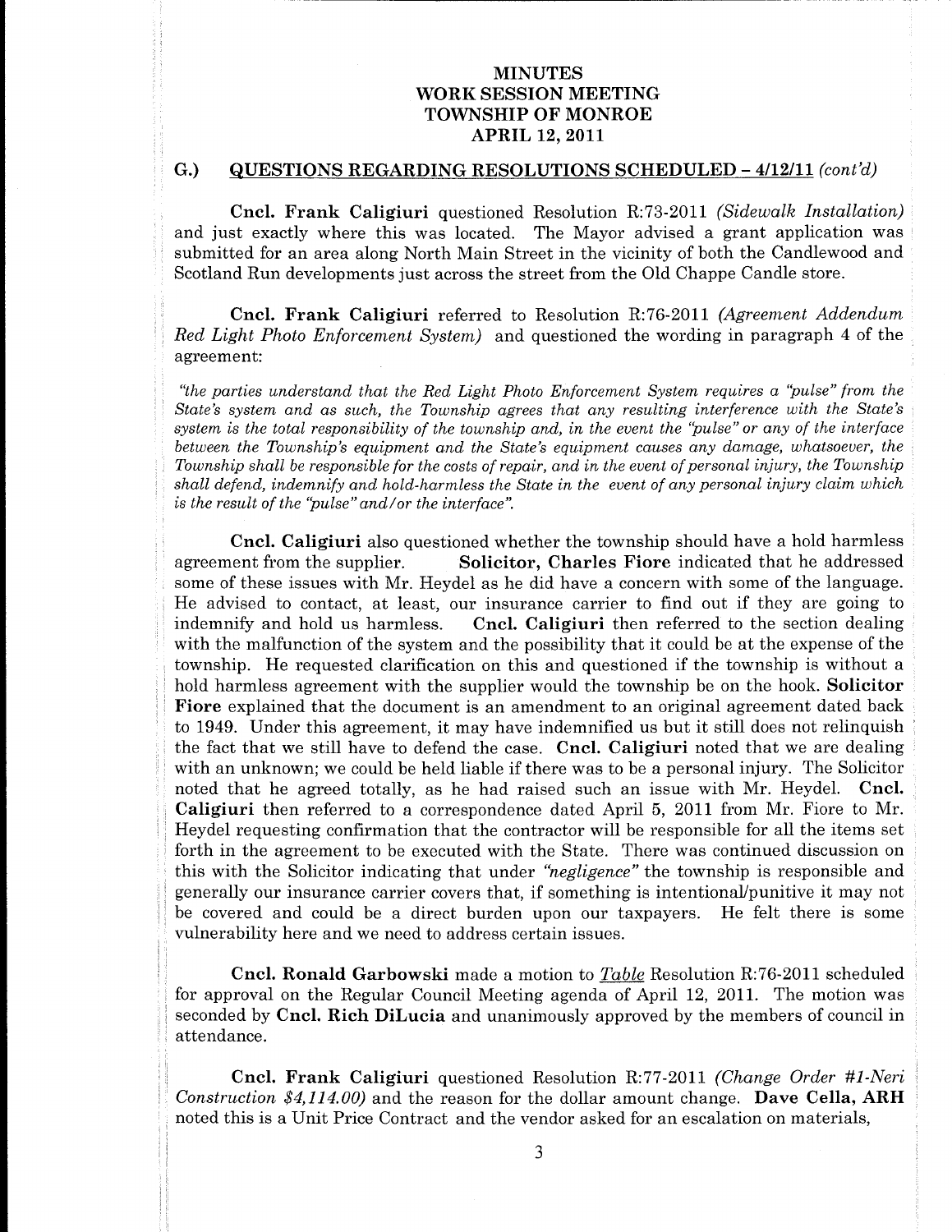# MINUTES
# WORK SESSION MEETING
# TOWNSHIP OF MONROE
# APRIL 12, 2011

## G.) QUESTIONS REGARDING RESOLUTIONS SCHEDULED – 4/12/11 *(cont'd)*

**Cncl. Frank Caligiuri** questioned Resolution R:73-2011 *(Sidewalk Installation)* and just exactly where this was located. The Mayor advised a grant application was submitted for an area along North Main Street in the vicinity of both the Candlewood and Scotland Run developments just across the street from the Old Chappe Candle store.

**Cncl. Frank Caligiuri** referred to Resolution R:76-2011 *(Agreement Addendum Red Light Photo Enforcement System)* and questioned the wording in paragraph 4 of the agreement:

*"the parties understand that the Red Light Photo Enforcement System requires a "pulse" from the State's system and as such, the Township agrees that any resulting interference with the State's system is the total responsibility of the township and, in the event the "pulse" or any of the interface between the Township's equipment and the State's equipment causes any damage, whatsoever, the Township shall be responsible for the costs of repair, and in the event of personal injury, the Township shall defend, indemnify and hold-harmless the State in the event of any personal injury claim which is the result of the "pulse" and/or the interface".*

**Cncl. Caligiuri** also questioned whether the township should have a hold harmless agreement from the supplier. **Solicitor, Charles Fiore** indicated that he addressed some of these issues with Mr. Heydel as he did have a concern with some of the language. He advised to contact, at least, our insurance carrier to find out if they are going to indemnify and hold us harmless. **Cncl. Caligiuri** then referred to the section dealing with the malfunction of the system and the possibility that it could be at the expense of the township. He requested clarification on this and questioned if the township is without a hold harmless agreement with the supplier would the township be on the hook. **Solicitor Fiore** explained that the document is an amendment to an original agreement dated back to 1949. Under this agreement, it may have indemnified us but it still does not relinquish the fact that we still have to defend the case. **Cncl. Caligiuri** noted that we are dealing with an unknown; we could be held liable if there was to be a personal injury. The Solicitor noted that he agreed totally, as he had raised such an issue with Mr. Heydel. **Cncl. Caligiuri** then referred to a correspondence dated April 5, 2011 from Mr. Fiore to Mr. Heydel requesting confirmation that the contractor will be responsible for all the items set forth in the agreement to be executed with the State. There was continued discussion on this with the Solicitor indicating that under *"negligence"* the township is responsible and generally our insurance carrier covers that, if something is intentional/punitive it may not be covered and could be a direct burden upon our taxpayers. He felt there is some vulnerability here and we need to address certain issues.

**Cncl. Ronald Garbowski** made a motion to *Table* Resolution R:76-2011 scheduled for approval on the Regular Council Meeting agenda of April 12, 2011. The motion was seconded by **Cncl. Rich DiLucia** and unanimously approved by the members of council in attendance.

**Cncl. Frank Caligiuri** questioned Resolution R:77-2011 *(Change Order #1-Neri Construction $4,114.00)* and the reason for the dollar amount change. **Dave Cella, ARH** noted this is a Unit Price Contract and the vendor asked for an escalation on materials,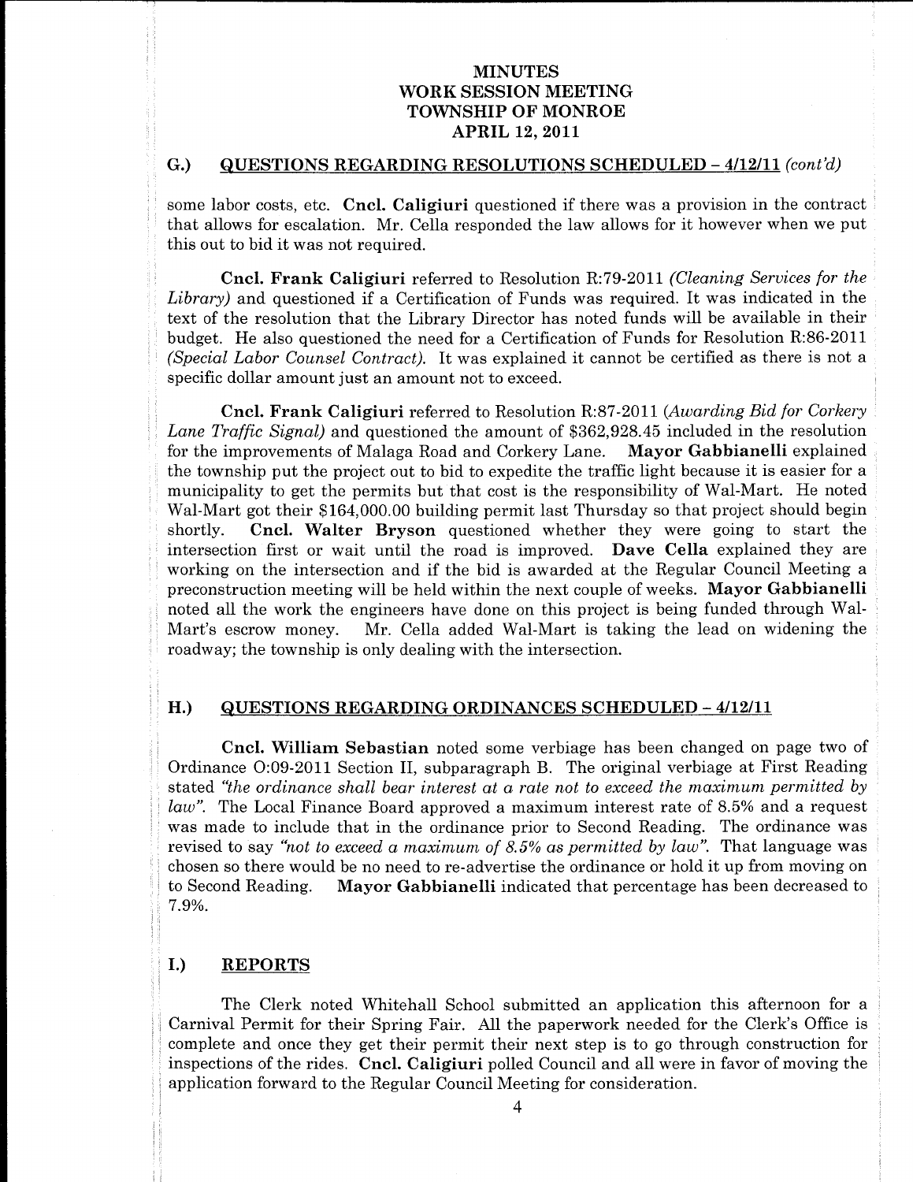# MINUTES
# WORK SESSION MEETING
# TOWNSHIP OF MONROE
# APRIL 12, 2011

## G.) QUESTIONS REGARDING RESOLUTIONS SCHEDULED – 4/12/11 *(cont'd)*

some labor costs, etc. **Cncl. Caligiuri** questioned if there was a provision in the contract that allows for escalation. Mr. Cella responded the law allows for it however when we put this out to bid it was not required.

**Cncl. Frank Caligiuri** referred to Resolution R:79-2011 *(Cleaning Services for the Library)* and questioned if a Certification of Funds was required. It was indicated in the text of the resolution that the Library Director has noted funds will be available in their budget. He also questioned the need for a Certification of Funds for Resolution R:86-2011 *(Special Labor Counsel Contract)*. It was explained it cannot be certified as there is not a specific dollar amount just an amount not to exceed.

**Cncl. Frank Caligiuri** referred to Resolution R:87-2011 *(Awarding Bid for Corkery Lane Traffic Signal)* and questioned the amount of $362,928.45 included in the resolution for the improvements of Malaga Road and Corkery Lane. **Mayor Gabbianelli** explained the township put the project out to bid to expedite the traffic light because it is easier for a municipality to get the permits but that cost is the responsibility of Wal-Mart. He noted Wal-Mart got their $164,000.00 building permit last Thursday so that project should begin shortly. **Cncl. Walter Bryson** questioned whether they were going to start the intersection first or wait until the road is improved. **Dave Cella** explained they are working on the intersection and if the bid is awarded at the Regular Council Meeting a preconstruction meeting will be held within the next couple of weeks. **Mayor Gabbianelli** noted all the work the engineers have done on this project is being funded through Wal-Mart's escrow money. Mr. Cella added Wal-Mart is taking the lead on widening the roadway; the township is only dealing with the intersection.

## H.) QUESTIONS REGARDING ORDINANCES SCHEDULED – 4/12/11

**Cncl. William Sebastian** noted some verbiage has been changed on page two of Ordinance O:09-2011 Section II, subparagraph B. The original verbiage at First Reading stated *"the ordinance shall bear interest at a rate not to exceed the maximum permitted by law"*. The Local Finance Board approved a maximum interest rate of 8.5% and a request was made to include that in the ordinance prior to Second Reading. The ordinance was revised to say *"not to exceed a maximum of 8.5% as permitted by law"*. That language was chosen so there would be no need to re-advertise the ordinance or hold it up from moving on to Second Reading. **Mayor Gabbianelli** indicated that percentage has been decreased to 7.9%.

## I.) REPORTS

The Clerk noted Whitehall School submitted an application this afternoon for a Carnival Permit for their Spring Fair. All the paperwork needed for the Clerk's Office is complete and once they get their permit their next step is to go through construction for inspections of the rides. **Cncl. Caligiuri** polled Council and all were in favor of moving the application forward to the Regular Council Meeting for consideration.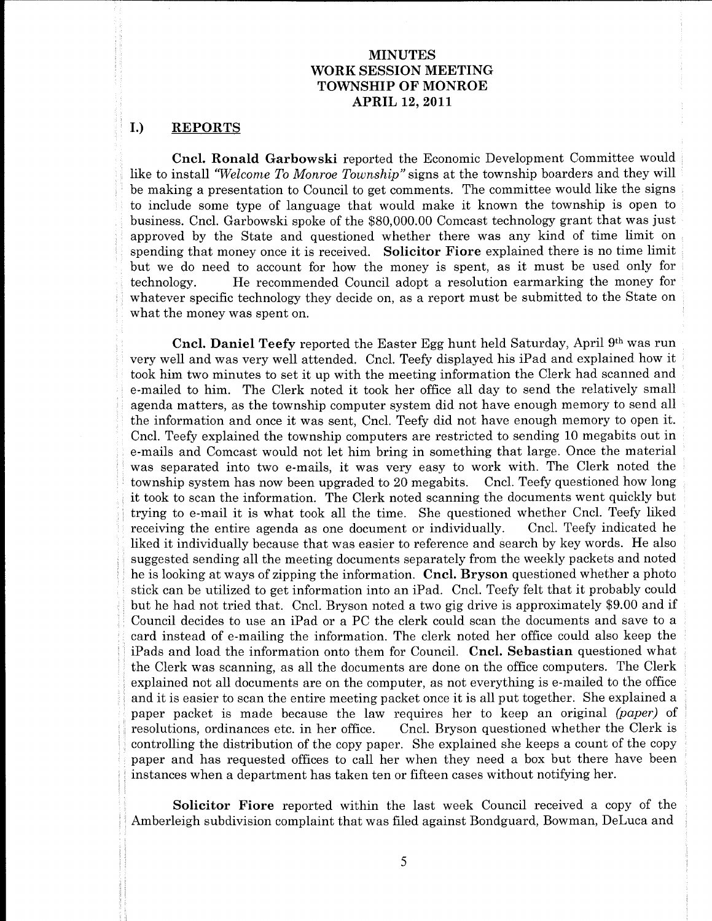# MINUTES
# WORK SESSION MEETING
# TOWNSHIP OF MONROE
# APRIL 12, 2011

## I.) REPORTS

**Cncl. Ronald Garbowski** reported the Economic Development Committee would like to install *"Welcome To Monroe Township"* signs at the township boarders and they will be making a presentation to Council to get comments. The committee would like the signs to include some type of language that would make it known the township is open to business. Cncl. Garbowski spoke of the $80,000.00 Comcast technology grant that was just approved by the State and questioned whether there was any kind of time limit on spending that money once it is received. **Solicitor Fiore** explained there is no time limit but we do need to account for how the money is spent, as it must be used only for technology. He recommended Council adopt a resolution earmarking the money for whatever specific technology they decide on, as a report must be submitted to the State on what the money was spent on.

**Cncl. Daniel Teefy** reported the Easter Egg hunt held Saturday, April 9th was run very well and was very well attended. Cncl. Teefy displayed his iPad and explained how it took him two minutes to set it up with the meeting information the Clerk had scanned and e-mailed to him. The Clerk noted it took her office all day to send the relatively small agenda matters, as the township computer system did not have enough memory to send all the information and once it was sent, Cncl. Teefy did not have enough memory to open it. Cncl. Teefy explained the township computers are restricted to sending 10 megabits out in e-mails and Comcast would not let him bring in something that large. Once the material was separated into two e-mails, it was very easy to work with. The Clerk noted the township system has now been upgraded to 20 megabits. Cncl. Teefy questioned how long it took to scan the information. The Clerk noted scanning the documents went quickly but trying to e-mail it is what took all the time. She questioned whether Cncl. Teefy liked receiving the entire agenda as one document or individually. Cncl. Teefy indicated he liked it individually because that was easier to reference and search by key words. He also suggested sending all the meeting documents separately from the weekly packets and noted he is looking at ways of zipping the information. **Cncl. Bryson** questioned whether a photo stick can be utilized to get information into an iPad. Cncl. Teefy felt that it probably could but he had not tried that. Cncl. Bryson noted a two gig drive is approximately $9.00 and if Council decides to use an iPad or a PC the clerk could scan the documents and save to a card instead of e-mailing the information. The clerk noted her office could also keep the iPads and load the information onto them for Council. **Cncl. Sebastian** questioned what the Clerk was scanning, as all the documents are done on the office computers. The Clerk explained not all documents are on the computer, as not everything is e-mailed to the office and it is easier to scan the entire meeting packet once it is all put together. She explained a paper packet is made because the law requires her to keep an original *(paper)* of resolutions, ordinances etc. in her office. Cncl. Bryson questioned whether the Clerk is controlling the distribution of the copy paper. She explained she keeps a count of the copy paper and has requested offices to call her when they need a box but there have been instances when a department has taken ten or fifteen cases without notifying her.

**Solicitor Fiore** reported within the last week Council received a copy of the Amberleigh subdivision complaint that was filed against Bondguard, Bowman, DeLuca and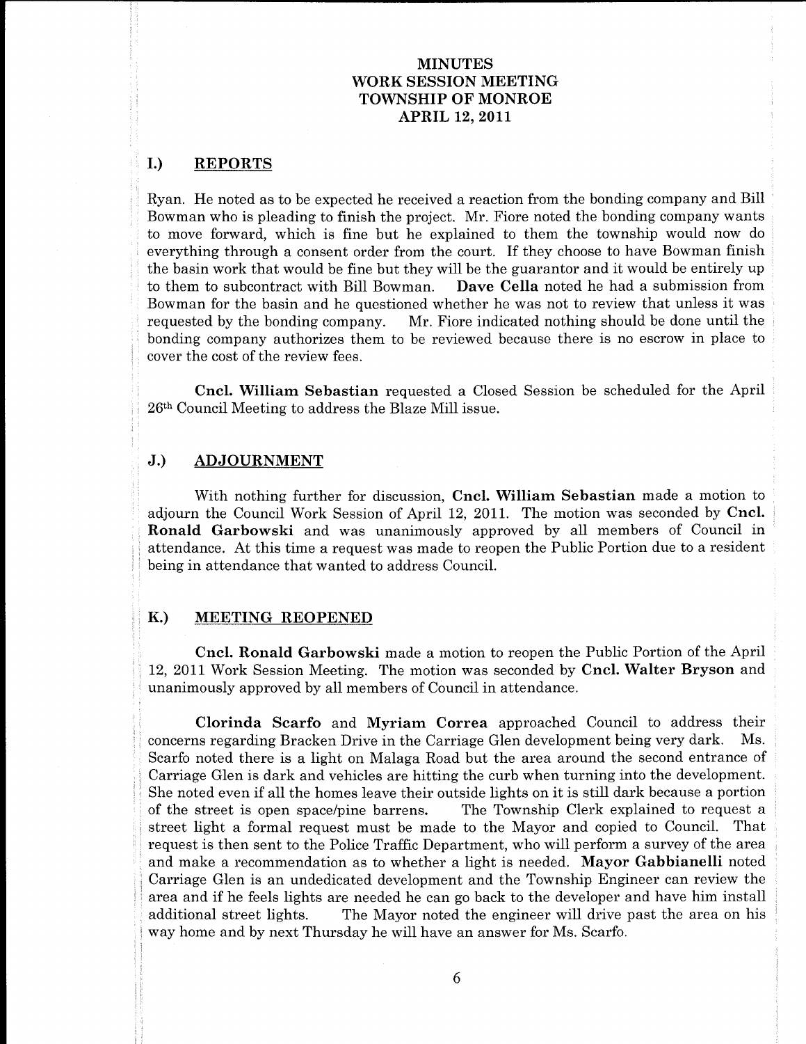# MINUTES
# WORK SESSION MEETING
# TOWNSHIP OF MONROE
# APRIL 12, 2011

## I.) REPORTS

Ryan. He noted as to be expected he received a reaction from the bonding company and Bill Bowman who is pleading to finish the project. Mr. Fiore noted the bonding company wants to move forward, which is fine but he explained to them the township would now do everything through a consent order from the court. If they choose to have Bowman finish the basin work that would be fine but they will be the guarantor and it would be entirely up to them to subcontract with Bill Bowman. **Dave Cella** noted he had a submission from Bowman for the basin and he questioned whether he was not to review that unless it was requested by the bonding company. Mr. Fiore indicated nothing should be done until the bonding company authorizes them to be reviewed because there is no escrow in place to cover the cost of the review fees.

**Cncl. William Sebastian** requested a Closed Session be scheduled for the April 26th Council Meeting to address the Blaze Mill issue.

## J.) ADJOURNMENT

With nothing further for discussion, **Cncl. William Sebastian** made a motion to adjourn the Council Work Session of April 12, 2011. The motion was seconded by **Cncl. Ronald Garbowski** and was unanimously approved by all members of Council in attendance. At this time a request was made to reopen the Public Portion due to a resident being in attendance that wanted to address Council.

## K.) MEETING REOPENED

**Cncl. Ronald Garbowski** made a motion to reopen the Public Portion of the April 12, 2011 Work Session Meeting. The motion was seconded by **Cncl. Walter Bryson** and unanimously approved by all members of Council in attendance.

**Clorinda Scarfo** and **Myriam Correa** approached Council to address their concerns regarding Bracken Drive in the Carriage Glen development being very dark. Ms. Scarfo noted there is a light on Malaga Road but the area around the second entrance of Carriage Glen is dark and vehicles are hitting the curb when turning into the development. She noted even if all the homes leave their outside lights on it is still dark because a portion of the street is open space/pine barrens. The Township Clerk explained to request a street light a formal request must be made to the Mayor and copied to Council. That request is then sent to the Police Traffic Department, who will perform a survey of the area and make a recommendation as to whether a light is needed. **Mayor Gabbianelli** noted Carriage Glen is an undedicated development and the Township Engineer can review the area and if he feels lights are needed he can go back to the developer and have him install additional street lights. The Mayor noted the engineer will drive past the area on his way home and by next Thursday he will have an answer for Ms. Scarfo.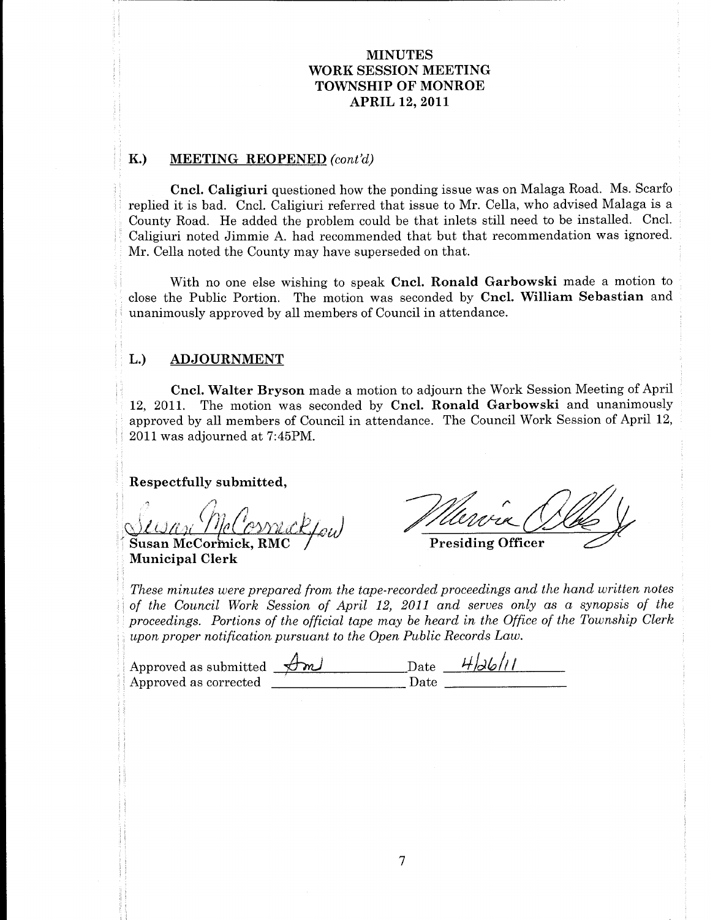MINUTES
WORK SESSION MEETING
TOWNSHIP OF MONROE
APRIL 12, 2011

## K.) MEETING REOPENED *(cont'd)*

**Cncl. Caligiuri** questioned how the ponding issue was on Malaga Road. Ms. Scarfo replied it is bad. Cncl. Caligiuri referred that issue to Mr. Cella, who advised Malaga is a County Road. He added the problem could be that inlets still need to be installed. Cncl. Caligiuri noted Jimmie A. had recommended that but that recommendation was ignored. Mr. Cella noted the County may have superseded on that.

With no one else wishing to speak **Cncl. Ronald Garbowski** made a motion to close the Public Portion. The motion was seconded by **Cncl. William Sebastian** and unanimously approved by all members of Council in attendance.

## L.) ADJOURNMENT

**Cncl. Walter Bryson** made a motion to adjourn the Work Session Meeting of April 12, 2011. The motion was seconded by **Cncl. Ronald Garbowski** and unanimously approved by all members of Council in attendance. The Council Work Session of April 12, 2011 was adjourned at 7:45PM.

**Respectfully submitted,**

Susan McCormick/ow

**Susan McCormick, RMC**
**Municipal Clerk**

**Presiding Officer**

*These minutes were prepared from the tape-recorded proceedings and the hand written notes of the Council Work Session of April 12, 2011 and serves only as a synopsis of the proceedings. Portions of the official tape may be heard in the Office of the Township Clerk upon proper notification pursuant to the Open Public Records Law.*

Approved as submitted Am Date 4/26/11
Approved as corrected ______ Date ______